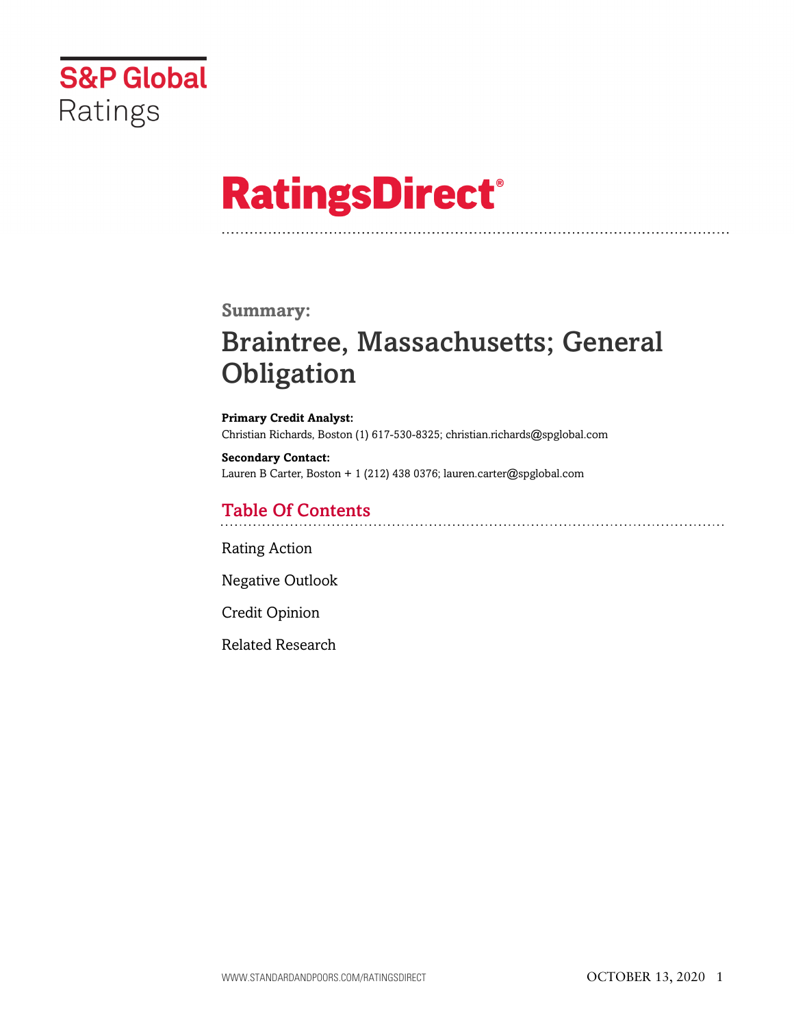S&P Global Ratings

# RatingsDirect®

## Summary:

# Braintree, Massachusetts; General Obligation

**Primary Credit Analyst:**
Christian Richards, Boston (1) 617-530-8325; christian.richards@spglobal.com

**Secondary Contact:**
Lauren B Carter, Boston + 1 (212) 438 0376; lauren.carter@spglobal.com

## Table Of Contents

Rating Action

Negative Outlook

Credit Opinion

Related Research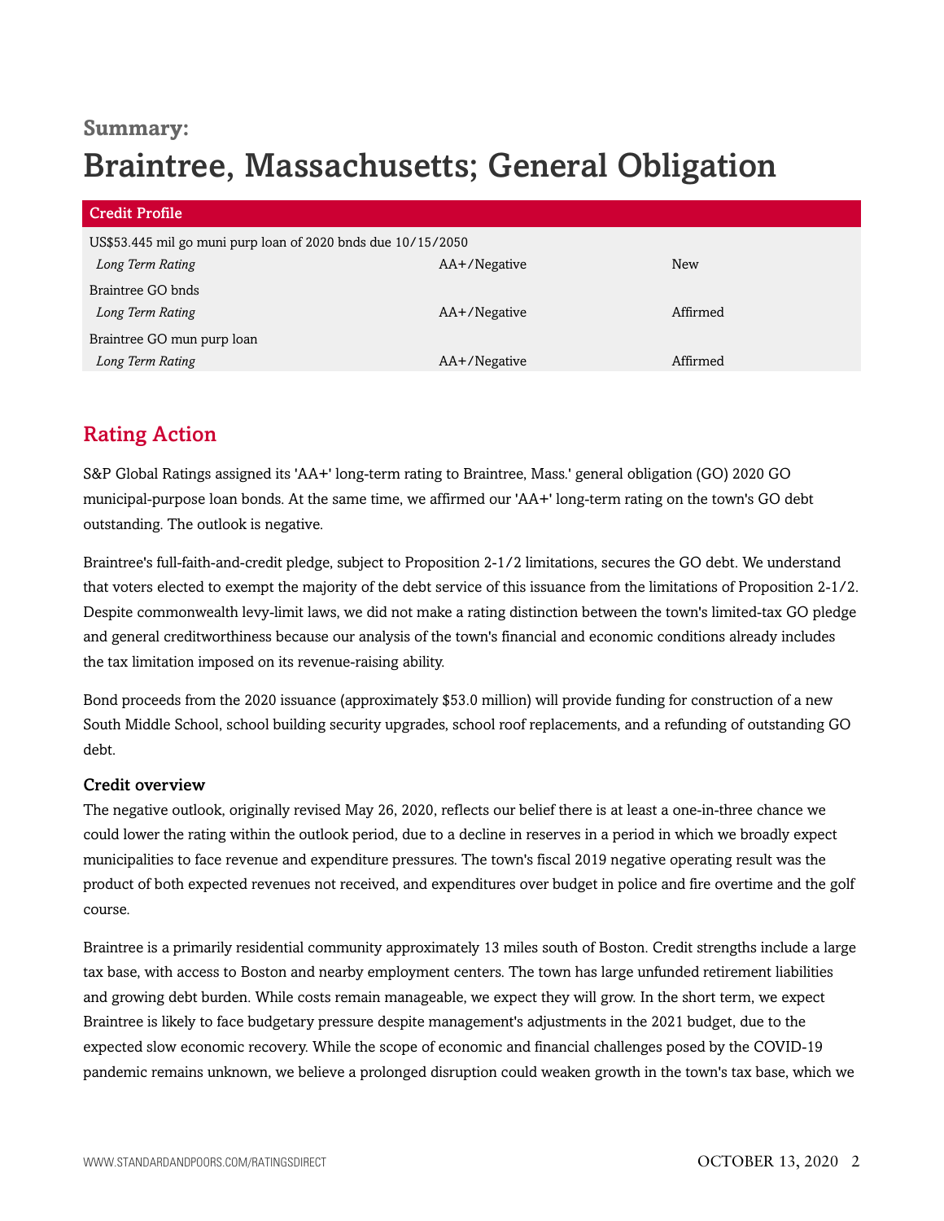**Summary:**

# Braintree, Massachusetts; General Obligation

| Credit Profile | | |
|---|---|---|
| US$53.445 mil go muni purp loan of 2020 bnds due 10/15/2050 | | |
| *Long Term Rating* | AA+/Negative | New |
| Braintree GO bnds | | |
| *Long Term Rating* | AA+/Negative | Affirmed |
| Braintree GO mun purp loan | | |
| *Long Term Rating* | AA+/Negative | Affirmed |

## Rating Action

S&P Global Ratings assigned its 'AA+' long-term rating to Braintree, Mass.' general obligation (GO) 2020 GO municipal-purpose loan bonds. At the same time, we affirmed our 'AA+' long-term rating on the town's GO debt outstanding. The outlook is negative.

Braintree's full-faith-and-credit pledge, subject to Proposition 2-1/2 limitations, secures the GO debt. We understand that voters elected to exempt the majority of the debt service of this issuance from the limitations of Proposition 2-1/2. Despite commonwealth levy-limit laws, we did not make a rating distinction between the town's limited-tax GO pledge and general creditworthiness because our analysis of the town's financial and economic conditions already includes the tax limitation imposed on its revenue-raising ability.

Bond proceeds from the 2020 issuance (approximately $53.0 million) will provide funding for construction of a new South Middle School, school building security upgrades, school roof replacements, and a refunding of outstanding GO debt.

### Credit overview

The negative outlook, originally revised May 26, 2020, reflects our belief there is at least a one-in-three chance we could lower the rating within the outlook period, due to a decline in reserves in a period in which we broadly expect municipalities to face revenue and expenditure pressures. The town's fiscal 2019 negative operating result was the product of both expected revenues not received, and expenditures over budget in police and fire overtime and the golf course.

Braintree is a primarily residential community approximately 13 miles south of Boston. Credit strengths include a large tax base, with access to Boston and nearby employment centers. The town has large unfunded retirement liabilities and growing debt burden. While costs remain manageable, we expect they will grow. In the short term, we expect Braintree is likely to face budgetary pressure despite management's adjustments in the 2021 budget, due to the expected slow economic recovery. While the scope of economic and financial challenges posed by the COVID-19 pandemic remains unknown, we believe a prolonged disruption could weaken growth in the town's tax base, which we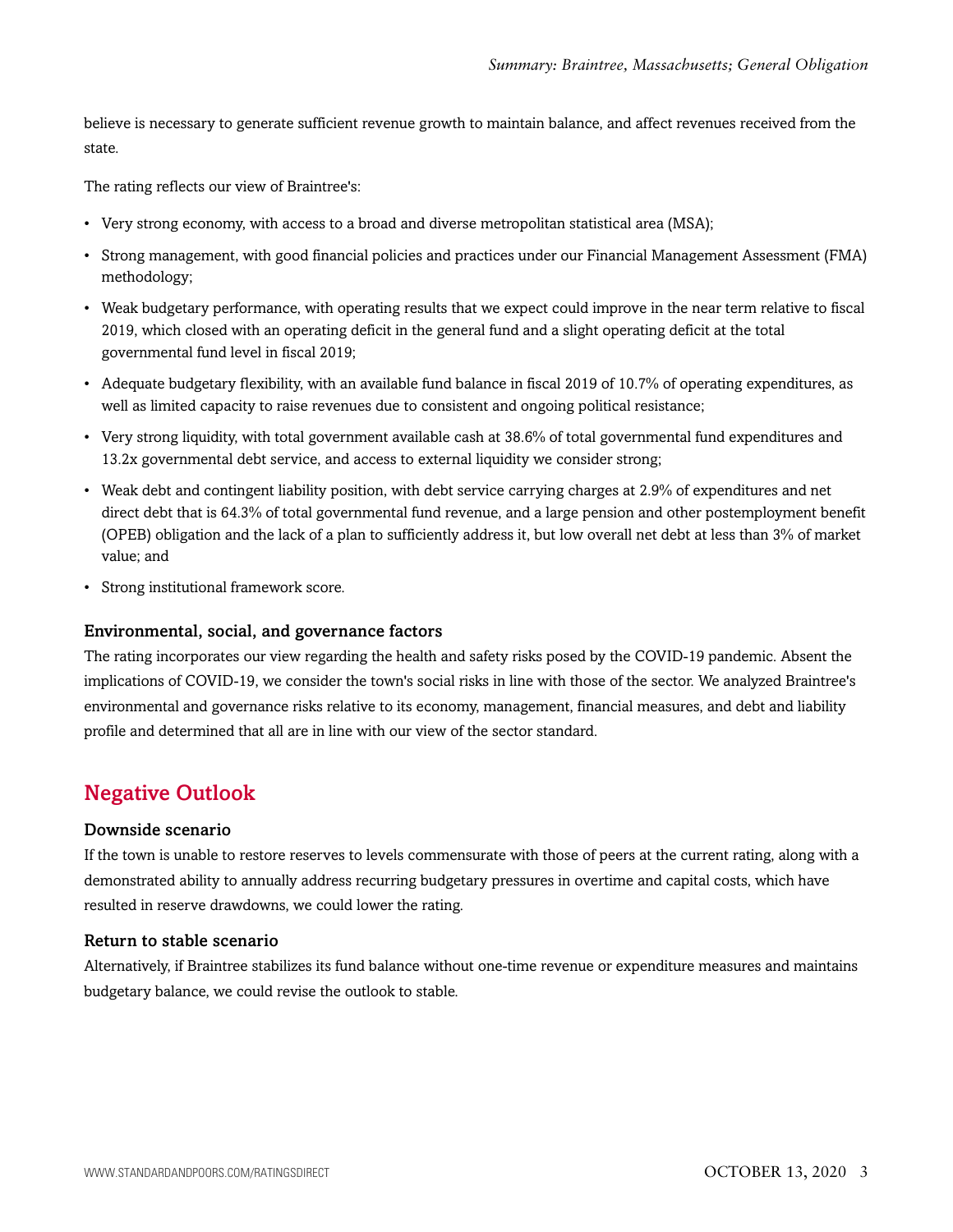believe is necessary to generate sufficient revenue growth to maintain balance, and affect revenues received from the state.

The rating reflects our view of Braintree's:

- Very strong economy, with access to a broad and diverse metropolitan statistical area (MSA);
- Strong management, with good financial policies and practices under our Financial Management Assessment (FMA) methodology;
- Weak budgetary performance, with operating results that we expect could improve in the near term relative to fiscal 2019, which closed with an operating deficit in the general fund and a slight operating deficit at the total governmental fund level in fiscal 2019;
- Adequate budgetary flexibility, with an available fund balance in fiscal 2019 of 10.7% of operating expenditures, as well as limited capacity to raise revenues due to consistent and ongoing political resistance;
- Very strong liquidity, with total government available cash at 38.6% of total governmental fund expenditures and 13.2x governmental debt service, and access to external liquidity we consider strong;
- Weak debt and contingent liability position, with debt service carrying charges at 2.9% of expenditures and net direct debt that is 64.3% of total governmental fund revenue, and a large pension and other postemployment benefit (OPEB) obligation and the lack of a plan to sufficiently address it, but low overall net debt at less than 3% of market value; and
- Strong institutional framework score.

### Environmental, social, and governance factors

The rating incorporates our view regarding the health and safety risks posed by the COVID-19 pandemic. Absent the implications of COVID-19, we consider the town's social risks in line with those of the sector. We analyzed Braintree's environmental and governance risks relative to its economy, management, financial measures, and debt and liability profile and determined that all are in line with our view of the sector standard.

## Negative Outlook

### Downside scenario

If the town is unable to restore reserves to levels commensurate with those of peers at the current rating, along with a demonstrated ability to annually address recurring budgetary pressures in overtime and capital costs, which have resulted in reserve drawdowns, we could lower the rating.

### Return to stable scenario

Alternatively, if Braintree stabilizes its fund balance without one-time revenue or expenditure measures and maintains budgetary balance, we could revise the outlook to stable.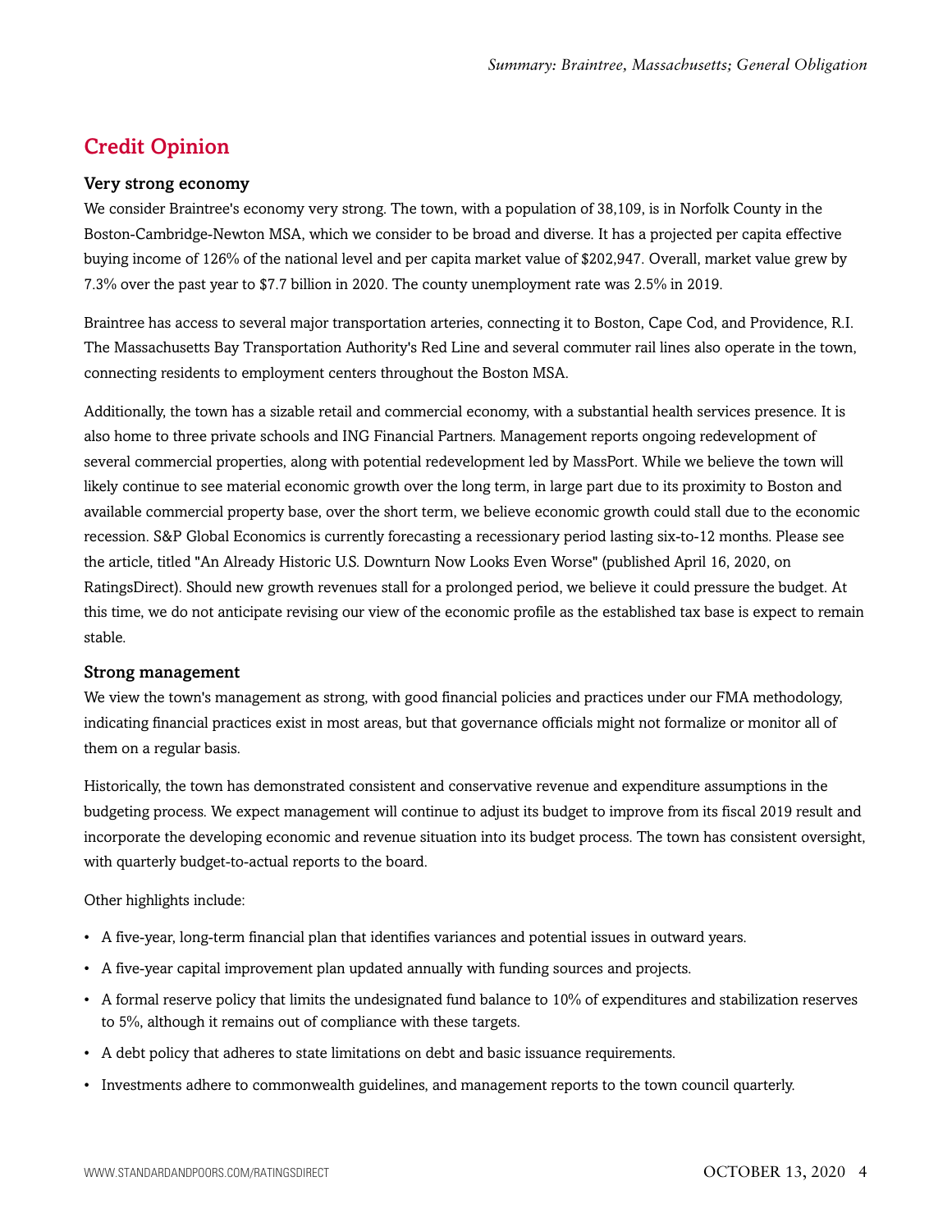## Credit Opinion

### Very strong economy

We consider Braintree's economy very strong. The town, with a population of 38,109, is in Norfolk County in the Boston-Cambridge-Newton MSA, which we consider to be broad and diverse. It has a projected per capita effective buying income of 126% of the national level and per capita market value of $202,947. Overall, market value grew by 7.3% over the past year to $7.7 billion in 2020. The county unemployment rate was 2.5% in 2019.

Braintree has access to several major transportation arteries, connecting it to Boston, Cape Cod, and Providence, R.I. The Massachusetts Bay Transportation Authority's Red Line and several commuter rail lines also operate in the town, connecting residents to employment centers throughout the Boston MSA.

Additionally, the town has a sizable retail and commercial economy, with a substantial health services presence. It is also home to three private schools and ING Financial Partners. Management reports ongoing redevelopment of several commercial properties, along with potential redevelopment led by MassPort. While we believe the town will likely continue to see material economic growth over the long term, in large part due to its proximity to Boston and available commercial property base, over the short term, we believe economic growth could stall due to the economic recession. S&P Global Economics is currently forecasting a recessionary period lasting six-to-12 months. Please see the article, titled "An Already Historic U.S. Downturn Now Looks Even Worse" (published April 16, 2020, on RatingsDirect). Should new growth revenues stall for a prolonged period, we believe it could pressure the budget. At this time, we do not anticipate revising our view of the economic profile as the established tax base is expect to remain stable.

### Strong management

We view the town's management as strong, with good financial policies and practices under our FMA methodology, indicating financial practices exist in most areas, but that governance officials might not formalize or monitor all of them on a regular basis.

Historically, the town has demonstrated consistent and conservative revenue and expenditure assumptions in the budgeting process. We expect management will continue to adjust its budget to improve from its fiscal 2019 result and incorporate the developing economic and revenue situation into its budget process. The town has consistent oversight, with quarterly budget-to-actual reports to the board.

Other highlights include:

- A five-year, long-term financial plan that identifies variances and potential issues in outward years.
- A five-year capital improvement plan updated annually with funding sources and projects.
- A formal reserve policy that limits the undesignated fund balance to 10% of expenditures and stabilization reserves to 5%, although it remains out of compliance with these targets.
- A debt policy that adheres to state limitations on debt and basic issuance requirements.
- Investments adhere to commonwealth guidelines, and management reports to the town council quarterly.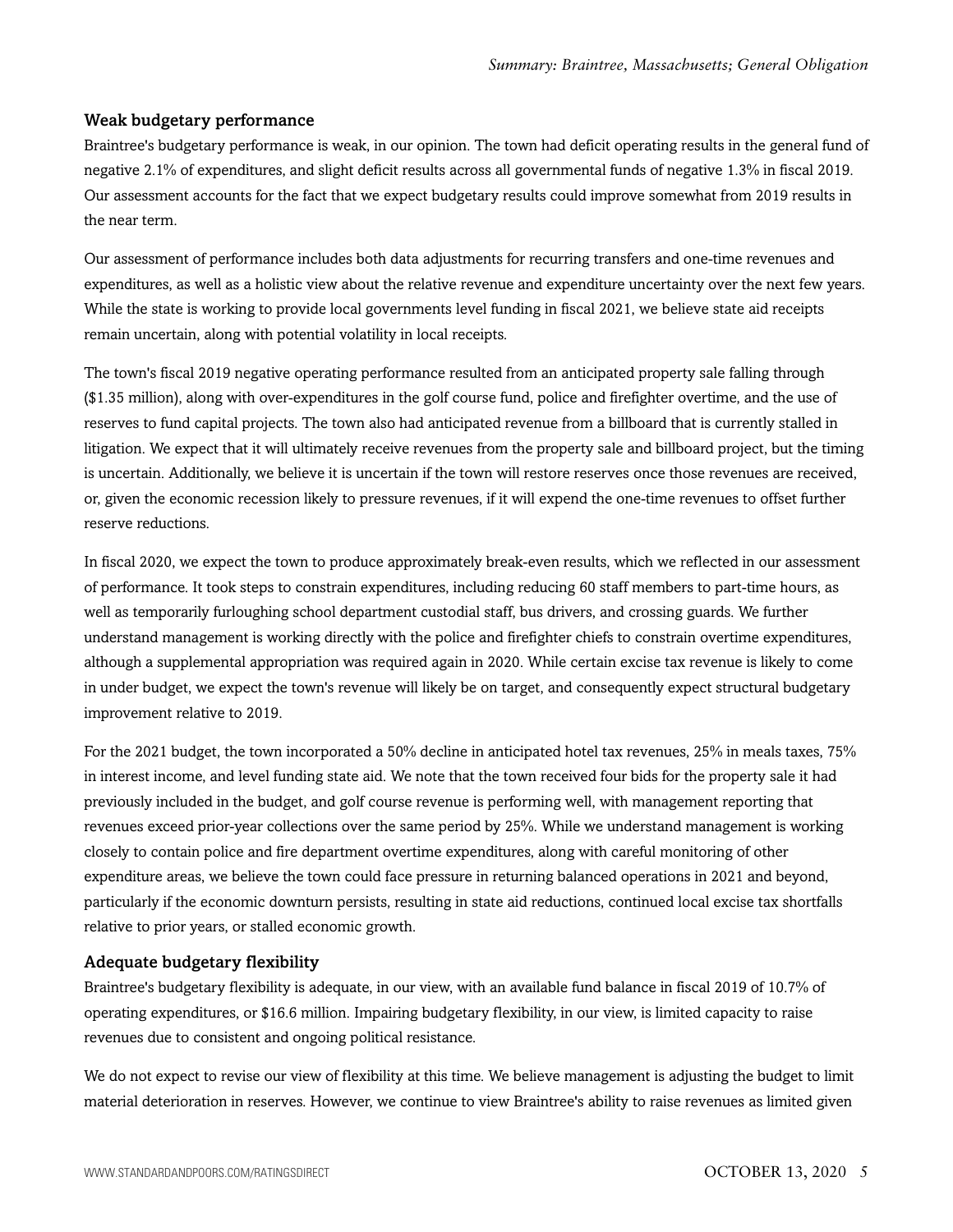### Weak budgetary performance

Braintree's budgetary performance is weak, in our opinion. The town had deficit operating results in the general fund of negative 2.1% of expenditures, and slight deficit results across all governmental funds of negative 1.3% in fiscal 2019. Our assessment accounts for the fact that we expect budgetary results could improve somewhat from 2019 results in the near term.

Our assessment of performance includes both data adjustments for recurring transfers and one-time revenues and expenditures, as well as a holistic view about the relative revenue and expenditure uncertainty over the next few years. While the state is working to provide local governments level funding in fiscal 2021, we believe state aid receipts remain uncertain, along with potential volatility in local receipts.

The town's fiscal 2019 negative operating performance resulted from an anticipated property sale falling through ($1.35 million), along with over-expenditures in the golf course fund, police and firefighter overtime, and the use of reserves to fund capital projects. The town also had anticipated revenue from a billboard that is currently stalled in litigation. We expect that it will ultimately receive revenues from the property sale and billboard project, but the timing is uncertain. Additionally, we believe it is uncertain if the town will restore reserves once those revenues are received, or, given the economic recession likely to pressure revenues, if it will expend the one-time revenues to offset further reserve reductions.

In fiscal 2020, we expect the town to produce approximately break-even results, which we reflected in our assessment of performance. It took steps to constrain expenditures, including reducing 60 staff members to part-time hours, as well as temporarily furloughing school department custodial staff, bus drivers, and crossing guards. We further understand management is working directly with the police and firefighter chiefs to constrain overtime expenditures, although a supplemental appropriation was required again in 2020. While certain excise tax revenue is likely to come in under budget, we expect the town's revenue will likely be on target, and consequently expect structural budgetary improvement relative to 2019.

For the 2021 budget, the town incorporated a 50% decline in anticipated hotel tax revenues, 25% in meals taxes, 75% in interest income, and level funding state aid. We note that the town received four bids for the property sale it had previously included in the budget, and golf course revenue is performing well, with management reporting that revenues exceed prior-year collections over the same period by 25%. While we understand management is working closely to contain police and fire department overtime expenditures, along with careful monitoring of other expenditure areas, we believe the town could face pressure in returning balanced operations in 2021 and beyond, particularly if the economic downturn persists, resulting in state aid reductions, continued local excise tax shortfalls relative to prior years, or stalled economic growth.

### Adequate budgetary flexibility

Braintree's budgetary flexibility is adequate, in our view, with an available fund balance in fiscal 2019 of 10.7% of operating expenditures, or $16.6 million. Impairing budgetary flexibility, in our view, is limited capacity to raise revenues due to consistent and ongoing political resistance.

We do not expect to revise our view of flexibility at this time. We believe management is adjusting the budget to limit material deterioration in reserves. However, we continue to view Braintree's ability to raise revenues as limited given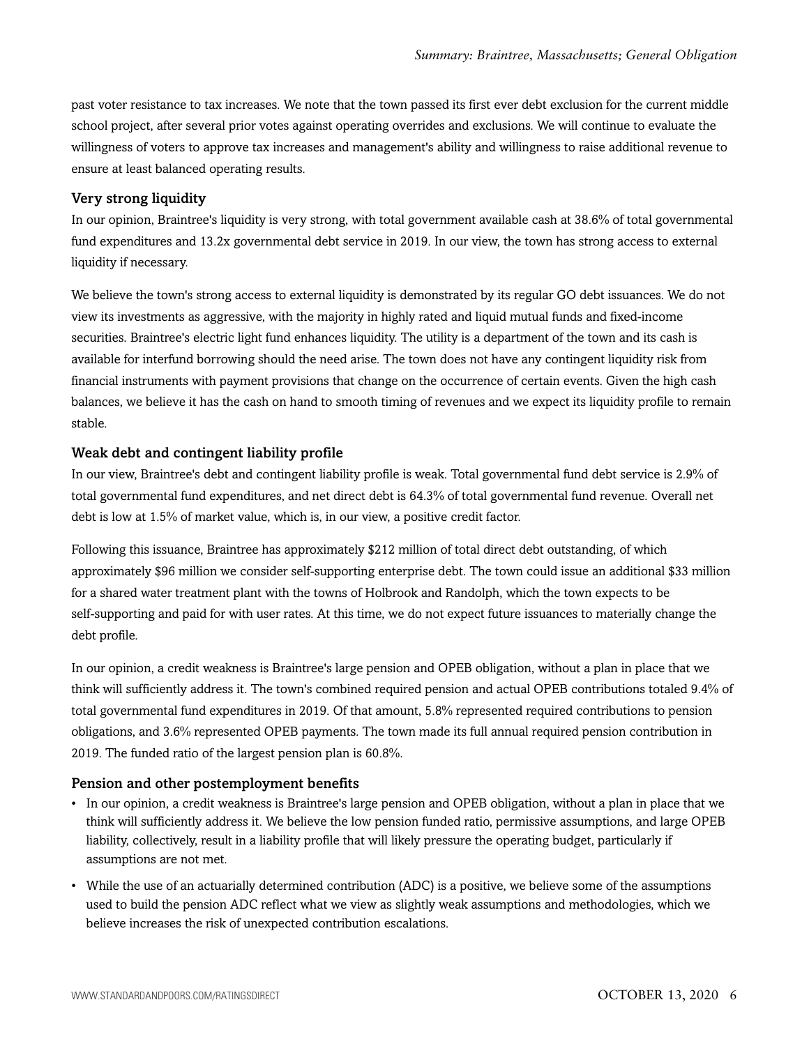past voter resistance to tax increases. We note that the town passed its first ever debt exclusion for the current middle school project, after several prior votes against operating overrides and exclusions. We will continue to evaluate the willingness of voters to approve tax increases and management's ability and willingness to raise additional revenue to ensure at least balanced operating results.

### Very strong liquidity

In our opinion, Braintree's liquidity is very strong, with total government available cash at 38.6% of total governmental fund expenditures and 13.2x governmental debt service in 2019. In our view, the town has strong access to external liquidity if necessary.

We believe the town's strong access to external liquidity is demonstrated by its regular GO debt issuances. We do not view its investments as aggressive, with the majority in highly rated and liquid mutual funds and fixed-income securities. Braintree's electric light fund enhances liquidity. The utility is a department of the town and its cash is available for interfund borrowing should the need arise. The town does not have any contingent liquidity risk from financial instruments with payment provisions that change on the occurrence of certain events. Given the high cash balances, we believe it has the cash on hand to smooth timing of revenues and we expect its liquidity profile to remain stable.

### Weak debt and contingent liability profile

In our view, Braintree's debt and contingent liability profile is weak. Total governmental fund debt service is 2.9% of total governmental fund expenditures, and net direct debt is 64.3% of total governmental fund revenue. Overall net debt is low at 1.5% of market value, which is, in our view, a positive credit factor.

Following this issuance, Braintree has approximately $212 million of total direct debt outstanding, of which approximately $96 million we consider self-supporting enterprise debt. The town could issue an additional $33 million for a shared water treatment plant with the towns of Holbrook and Randolph, which the town expects to be self-supporting and paid for with user rates. At this time, we do not expect future issuances to materially change the debt profile.

In our opinion, a credit weakness is Braintree's large pension and OPEB obligation, without a plan in place that we think will sufficiently address it. The town's combined required pension and actual OPEB contributions totaled 9.4% of total governmental fund expenditures in 2019. Of that amount, 5.8% represented required contributions to pension obligations, and 3.6% represented OPEB payments. The town made its full annual required pension contribution in 2019. The funded ratio of the largest pension plan is 60.8%.

### Pension and other postemployment benefits

- In our opinion, a credit weakness is Braintree's large pension and OPEB obligation, without a plan in place that we think will sufficiently address it. We believe the low pension funded ratio, permissive assumptions, and large OPEB liability, collectively, result in a liability profile that will likely pressure the operating budget, particularly if assumptions are not met.
- While the use of an actuarially determined contribution (ADC) is a positive, we believe some of the assumptions used to build the pension ADC reflect what we view as slightly weak assumptions and methodologies, which we believe increases the risk of unexpected contribution escalations.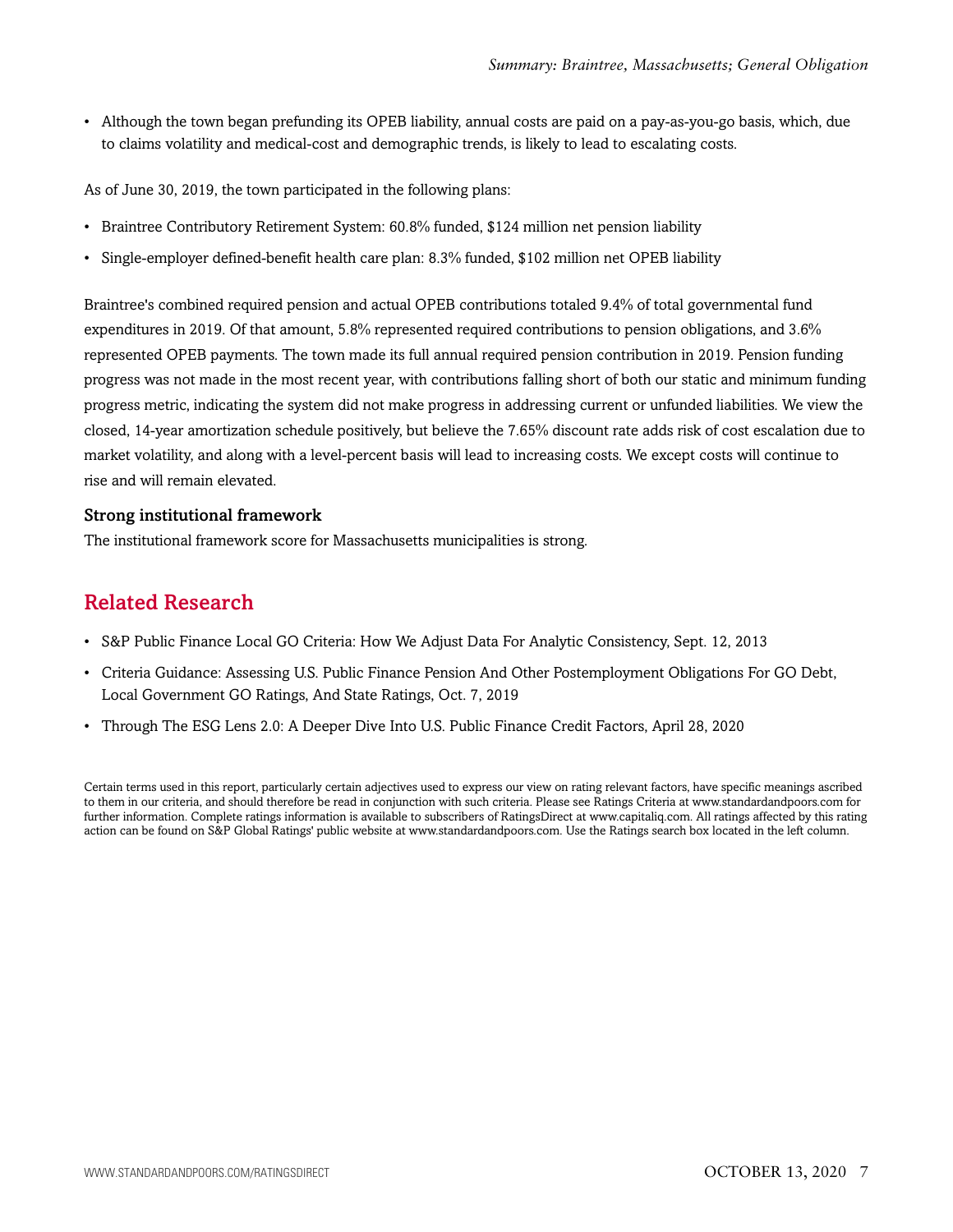- Although the town began prefunding its OPEB liability, annual costs are paid on a pay-as-you-go basis, which, due to claims volatility and medical-cost and demographic trends, is likely to lead to escalating costs.

As of June 30, 2019, the town participated in the following plans:

- Braintree Contributory Retirement System: 60.8% funded, $124 million net pension liability
- Single-employer defined-benefit health care plan: 8.3% funded, $102 million net OPEB liability

Braintree's combined required pension and actual OPEB contributions totaled 9.4% of total governmental fund expenditures in 2019. Of that amount, 5.8% represented required contributions to pension obligations, and 3.6% represented OPEB payments. The town made its full annual required pension contribution in 2019. Pension funding progress was not made in the most recent year, with contributions falling short of both our static and minimum funding progress metric, indicating the system did not make progress in addressing current or unfunded liabilities. We view the closed, 14-year amortization schedule positively, but believe the 7.65% discount rate adds risk of cost escalation due to market volatility, and along with a level-percent basis will lead to increasing costs. We except costs will continue to rise and will remain elevated.

### Strong institutional framework

The institutional framework score for Massachusetts municipalities is strong.

## Related Research

- S&P Public Finance Local GO Criteria: How We Adjust Data For Analytic Consistency, Sept. 12, 2013
- Criteria Guidance: Assessing U.S. Public Finance Pension And Other Postemployment Obligations For GO Debt, Local Government GO Ratings, And State Ratings, Oct. 7, 2019
- Through The ESG Lens 2.0: A Deeper Dive Into U.S. Public Finance Credit Factors, April 28, 2020

Certain terms used in this report, particularly certain adjectives used to express our view on rating relevant factors, have specific meanings ascribed to them in our criteria, and should therefore be read in conjunction with such criteria. Please see Ratings Criteria at www.standardandpoors.com for further information. Complete ratings information is available to subscribers of RatingsDirect at www.capitaliq.com. All ratings affected by this rating action can be found on S&P Global Ratings' public website at www.standardandpoors.com. Use the Ratings search box located in the left column.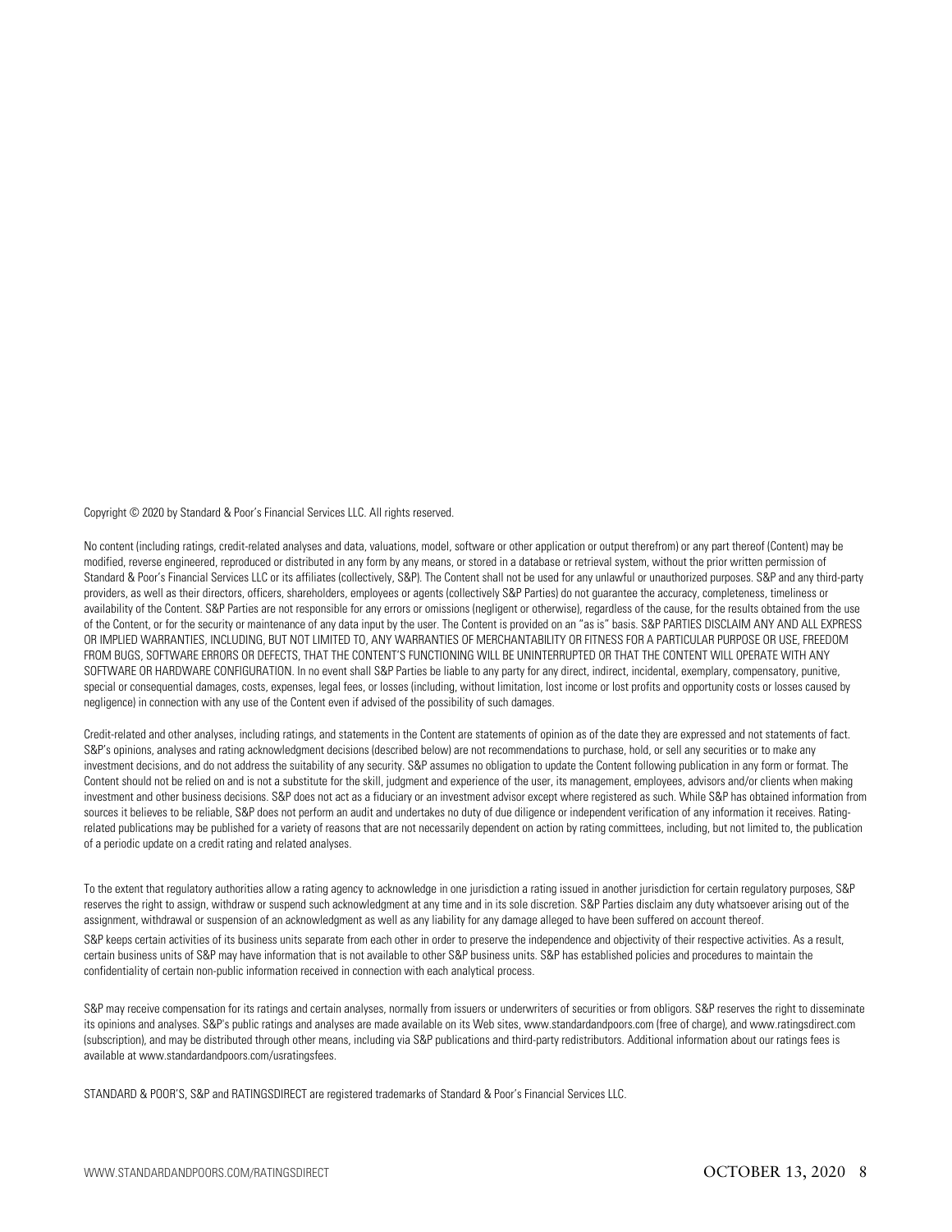Copyright © 2020 by Standard & Poor's Financial Services LLC. All rights reserved.

No content (including ratings, credit-related analyses and data, valuations, model, software or other application or output therefrom) or any part thereof (Content) may be modified, reverse engineered, reproduced or distributed in any form by any means, or stored in a database or retrieval system, without the prior written permission of Standard & Poor's Financial Services LLC or its affiliates (collectively, S&P). The Content shall not be used for any unlawful or unauthorized purposes. S&P and any third-party providers, as well as their directors, officers, shareholders, employees or agents (collectively S&P Parties) do not guarantee the accuracy, completeness, timeliness or availability of the Content. S&P Parties are not responsible for any errors or omissions (negligent or otherwise), regardless of the cause, for the results obtained from the use of the Content, or for the security or maintenance of any data input by the user. The Content is provided on an "as is" basis. S&P PARTIES DISCLAIM ANY AND ALL EXPRESS OR IMPLIED WARRANTIES, INCLUDING, BUT NOT LIMITED TO, ANY WARRANTIES OF MERCHANTABILITY OR FITNESS FOR A PARTICULAR PURPOSE OR USE, FREEDOM FROM BUGS, SOFTWARE ERRORS OR DEFECTS, THAT THE CONTENT'S FUNCTIONING WILL BE UNINTERRUPTED OR THAT THE CONTENT WILL OPERATE WITH ANY SOFTWARE OR HARDWARE CONFIGURATION. In no event shall S&P Parties be liable to any party for any direct, indirect, incidental, exemplary, compensatory, punitive, special or consequential damages, costs, expenses, legal fees, or losses (including, without limitation, lost income or lost profits and opportunity costs or losses caused by negligence) in connection with any use of the Content even if advised of the possibility of such damages.

Credit-related and other analyses, including ratings, and statements in the Content are statements of opinion as of the date they are expressed and not statements of fact. S&P's opinions, analyses and rating acknowledgment decisions (described below) are not recommendations to purchase, hold, or sell any securities or to make any investment decisions, and do not address the suitability of any security. S&P assumes no obligation to update the Content following publication in any form or format. The Content should not be relied on and is not a substitute for the skill, judgment and experience of the user, its management, employees, advisors and/or clients when making investment and other business decisions. S&P does not act as a fiduciary or an investment advisor except where registered as such. While S&P has obtained information from sources it believes to be reliable, S&P does not perform an audit and undertakes no duty of due diligence or independent verification of any information it receives. Rating-related publications may be published for a variety of reasons that are not necessarily dependent on action by rating committees, including, but not limited to, the publication of a periodic update on a credit rating and related analyses.

To the extent that regulatory authorities allow a rating agency to acknowledge in one jurisdiction a rating issued in another jurisdiction for certain regulatory purposes, S&P reserves the right to assign, withdraw or suspend such acknowledgment at any time and in its sole discretion. S&P Parties disclaim any duty whatsoever arising out of the assignment, withdrawal or suspension of an acknowledgment as well as any liability for any damage alleged to have been suffered on account thereof.

S&P keeps certain activities of its business units separate from each other in order to preserve the independence and objectivity of their respective activities. As a result, certain business units of S&P may have information that is not available to other S&P business units. S&P has established policies and procedures to maintain the confidentiality of certain non-public information received in connection with each analytical process.

S&P may receive compensation for its ratings and certain analyses, normally from issuers or underwriters of securities or from obligors. S&P reserves the right to disseminate its opinions and analyses. S&P's public ratings and analyses are made available on its Web sites, www.standardandpoors.com (free of charge), and www.ratingsdirect.com (subscription), and may be distributed through other means, including via S&P publications and third-party redistributors. Additional information about our ratings fees is available at www.standardandpoors.com/usratingsfees.

STANDARD & POOR'S, S&P and RATINGSDIRECT are registered trademarks of Standard & Poor's Financial Services LLC.